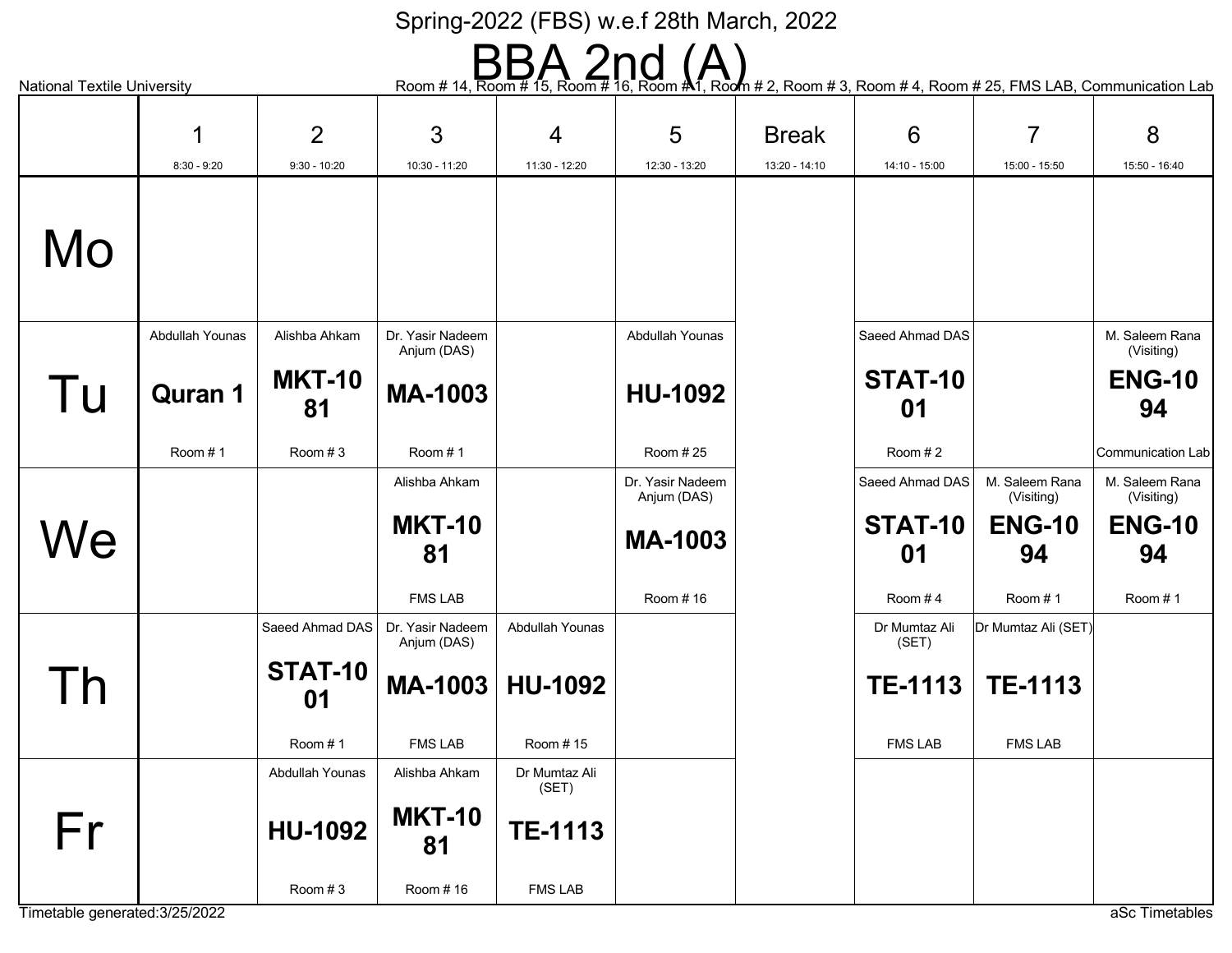Spring-2022 (FBS) w.e.f 28th March, 2022

# BBA 2nd (A)

National Textile University

Room # 14, Room # 15, Room # 16, Room # 1, Room # 2, Room # 3, Room # 4, Room # 25, FMS LAB, Communication Lab

| | 1<br>8:30 - 9:20 | 2<br>9:30 - 10:20 | 3<br>10:30 - 11:20 | 4<br>11:30 - 12:20 | 5<br>12:30 - 13:20 | Break<br>13:20 - 14:10 | 6<br>14:10 - 15:00 | 7<br>15:00 - 15:50 | 8<br>15:50 - 16:40 |
|---|---|---|---|---|---|---|---|---|---|
| Mo | | | | | | | | | |
| Tu | Abdullah Younas<br>**Quran 1**<br>Room # 1 | Alishba Ahkam<br>**MKT-1081**<br>Room # 3 | Dr. Yasir Nadeem Anjum (DAS)<br>**MA-1003**<br>Room # 1 | | Abdullah Younas<br>**HU-1092**<br>Room # 25 | | Saeed Ahmad DAS<br>**STAT-1001**<br>Room # 2 | | M. Saleem Rana (Visiting)<br>**ENG-1094**<br>Communication Lab |
| We | | | Alishba Ahkam<br>**MKT-1081**<br>FMS LAB | | Dr. Yasir Nadeem Anjum (DAS)<br>**MA-1003**<br>Room # 16 | | Saeed Ahmad DAS<br>**STAT-1001**<br>Room # 4 | M. Saleem Rana (Visiting)<br>**ENG-1094**<br>Room # 1 | M. Saleem Rana (Visiting)<br>**ENG-1094**<br>Room # 1 |
| Th | | Saeed Ahmad DAS<br>**STAT-1001**<br>Room # 1 | Dr. Yasir Nadeem Anjum (DAS)<br>**MA-1003**<br>FMS LAB | Abdullah Younas<br>**HU-1092**<br>Room # 15 | | | Dr Mumtaz Ali (SET)<br>**TE-1113**<br>FMS LAB | Dr Mumtaz Ali (SET)<br>**TE-1113**<br>FMS LAB | |
| Fr | | Abdullah Younas<br>**HU-1092**<br>Room # 3 | Alishba Ahkam<br>**MKT-1081**<br>Room # 16 | Dr Mumtaz Ali (SET)<br>**TE-1113**<br>FMS LAB | | | | | |

Timetable generated:3/25/2022

aSc Timetables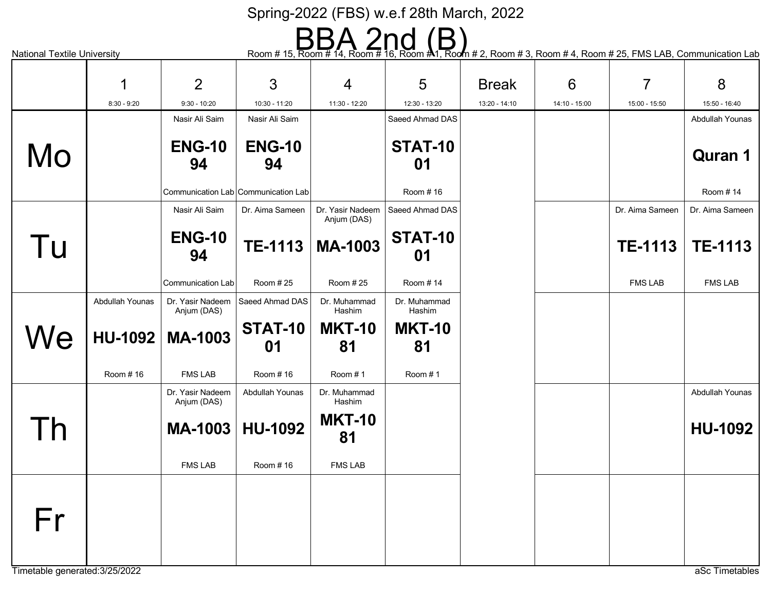Spring-2022 (FBS) w.e.f 28th March, 2022

# BBA 2nd (B)

National Textile University

Room # 15, Room # 14, Room # 16, Room # 1, Room # 2, Room # 3, Room # 4, Room # 25, FMS LAB, Communication Lab

| | 1<br>8:30 - 9:20 | 2<br>9:30 - 10:20 | 3<br>10:30 - 11:20 | 4<br>11:30 - 12:20 | 5<br>12:30 - 13:20 | Break<br>13:20 - 14:10 | 6<br>14:10 - 15:00 | 7<br>15:00 - 15:50 | 8<br>15:50 - 16:40 |
|---|---|---|---|---|---|---|---|---|---|
| Mo | | Nasir Ali Saim<br>**ENG-1094**<br>Communication Lab | Nasir Ali Saim<br>**ENG-1094**<br>Communication Lab | | Saeed Ahmad DAS<br>**STAT-1001**<br>Room # 16 | | | | Abdullah Younas<br>**Quran 1**<br>Room # 14 |
| Tu | | Nasir Ali Saim<br>**ENG-1094**<br>Communication Lab | Dr. Aima Sameen<br>**TE-1113**<br>Room # 25 | Dr. Yasir Nadeem Anjum (DAS)<br>**MA-1003**<br>Room # 25 | Saeed Ahmad DAS<br>**STAT-1001**<br>Room # 14 | | | Dr. Aima Sameen<br>**TE-1113**<br>FMS LAB | Dr. Aima Sameen<br>**TE-1113**<br>FMS LAB |
| We | Abdullah Younas<br>**HU-1092**<br>Room # 16 | Dr. Yasir Nadeem Anjum (DAS)<br>**MA-1003**<br>FMS LAB | Saeed Ahmad DAS<br>**STAT-1001**<br>Room # 16 | Dr. Muhammad Hashim<br>**MKT-1081**<br>Room # 1 | Dr. Muhammad Hashim<br>**MKT-1081**<br>Room # 1 | | | | |
| Th | | Dr. Yasir Nadeem Anjum (DAS)<br>**MA-1003**<br>FMS LAB | Abdullah Younas<br>**HU-1092**<br>Room # 16 | Dr. Muhammad Hashim<br>**MKT-1081**<br>FMS LAB | | | | | Abdullah Younas<br>**HU-1092** |
| Fr | | | | | | | | | |

Timetable generated:3/25/2022

aSc Timetables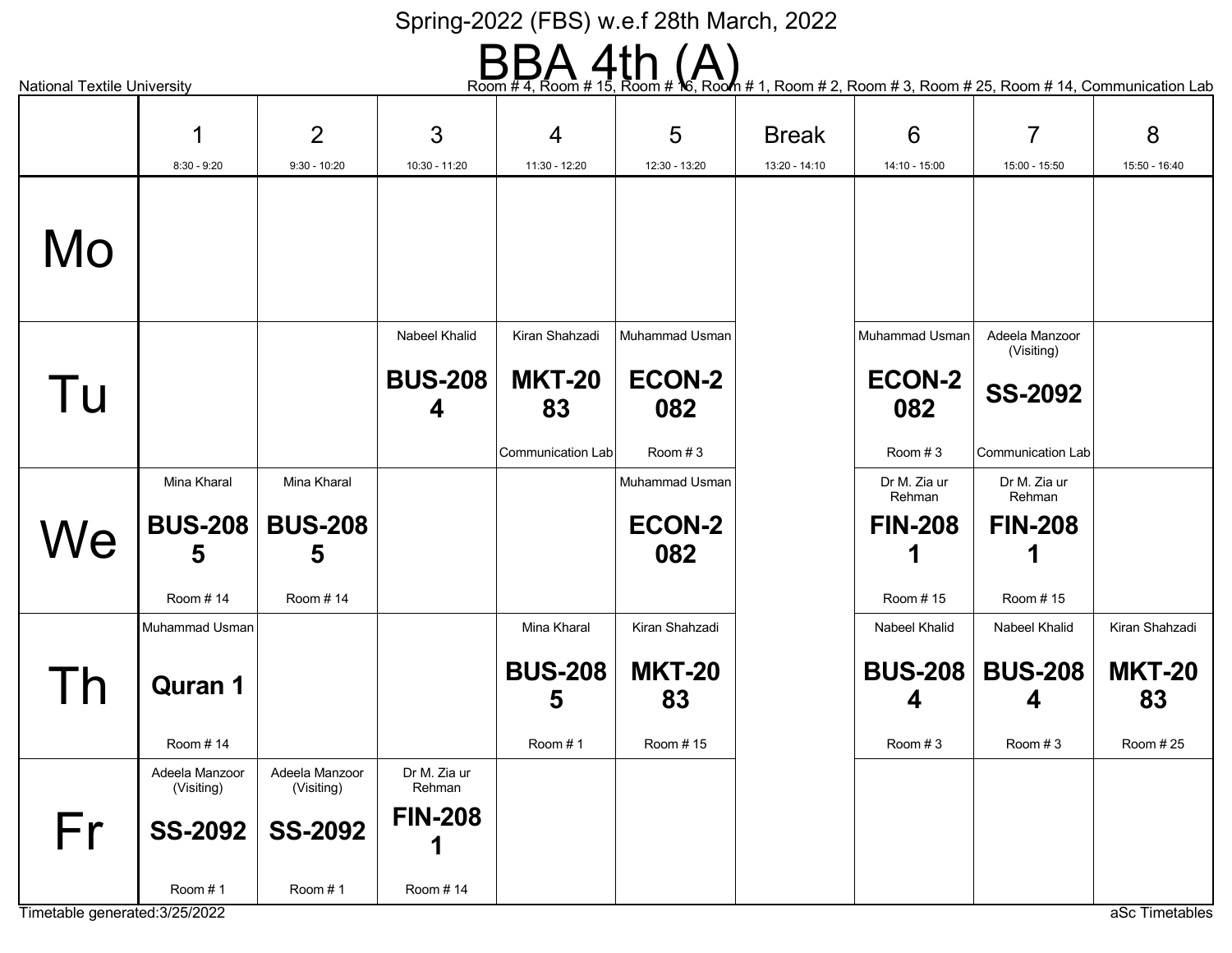Spring-2022 (FBS) w.e.f 28th March, 2022

# BBA 4th (A)

National Textile University

Room # 4, Room # 15, Room # 16, Room # 1, Room # 2, Room # 3, Room # 25, Room # 14, Communication Lab

| | 1<br>8:30 - 9:20 | 2<br>9:30 - 10:20 | 3<br>10:30 - 11:20 | 4<br>11:30 - 12:20 | 5<br>12:30 - 13:20 | Break<br>13:20 - 14:10 | 6<br>14:10 - 15:00 | 7<br>15:00 - 15:50 | 8<br>15:50 - 16:40 |
|---|---|---|---|---|---|---|---|---|---|
| **Mo** | | | | | | | | | |
| **Tu** | | | Nabeel Khalid<br>**BUS-2084** | Kiran Shahzadi<br>**MKT-2083**<br>Communication Lab | Muhammad Usman<br>**ECON-2082**<br>Room # 3 | | Muhammad Usman<br>**ECON-2082**<br>Room # 3 | Adeela Manzoor (Visiting)<br>**SS-2092**<br>Communication Lab | |
| **We** | Mina Kharal<br>**BUS-2085**<br>Room # 14 | Mina Kharal<br>**BUS-2085**<br>Room # 14 | | | Muhammad Usman<br>**ECON-2082** | | Dr M. Zia ur Rehman<br>**FIN-2081**<br>Room # 15 | Dr M. Zia ur Rehman<br>**FIN-2081**<br>Room # 15 | |
| **Th** | Muhammad Usman<br>**Quran 1**<br>Room # 14 | | | Mina Kharal<br>**BUS-2085**<br>Room # 1 | Kiran Shahzadi<br>**MKT-2083**<br>Room # 15 | | Nabeel Khalid<br>**BUS-2084**<br>Room # 3 | Nabeel Khalid<br>**BUS-2084**<br>Room # 3 | Kiran Shahzadi<br>**MKT-2083**<br>Room # 25 |
| **Fr** | Adeela Manzoor (Visiting)<br>**SS-2092**<br>Room # 1 | Adeela Manzoor (Visiting)<br>**SS-2092**<br>Room # 1 | Dr M. Zia ur Rehman<br>**FIN-2081**<br>Room # 14 | | | | | | |

Timetable generated:3/25/2022

aSc Timetables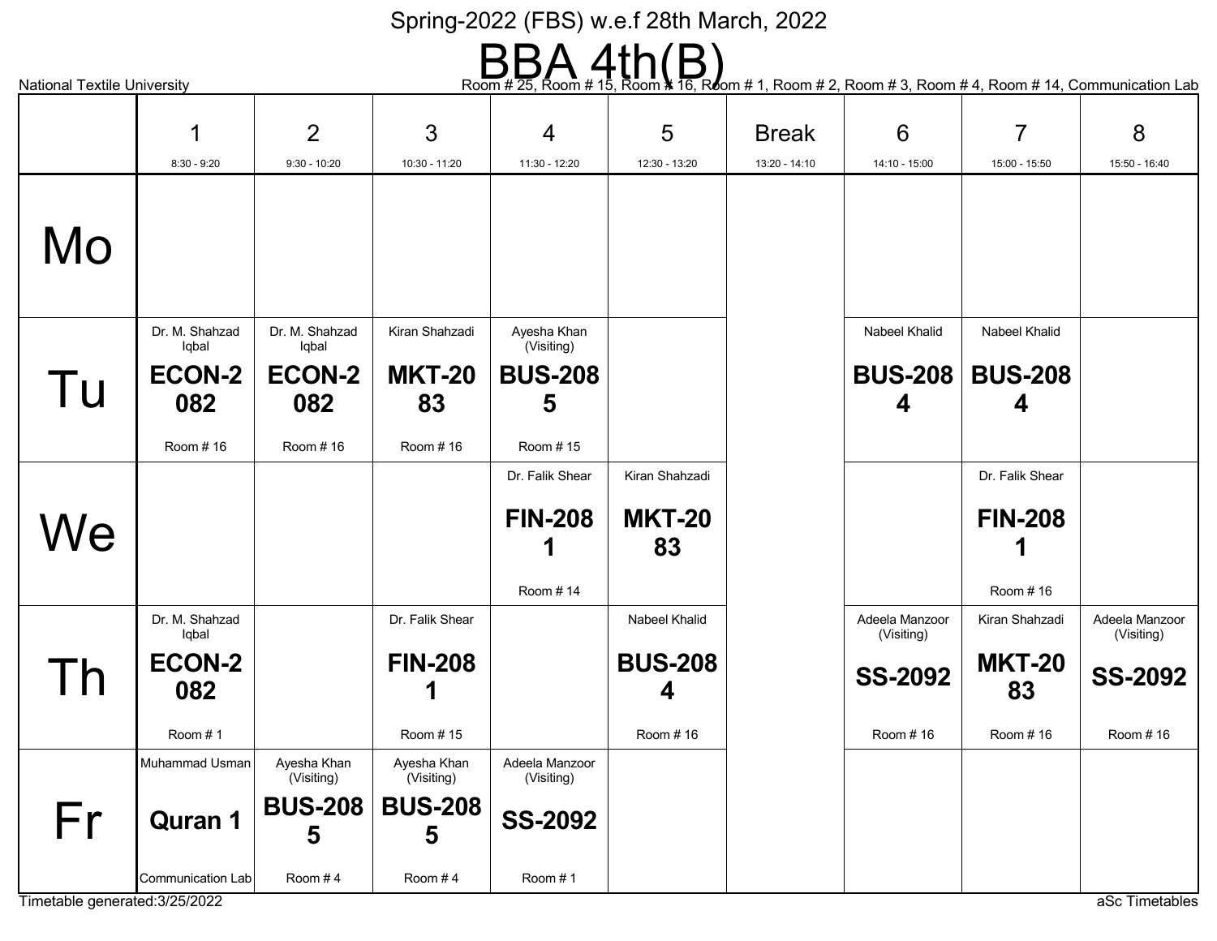Spring-2022 (FBS) w.e.f 28th March, 2022

# BBA 4th(B)

National Textile University

Room # 25, Room # 15, Room # 16, Room # 1, Room # 2, Room # 3, Room # 4, Room # 14, Communication Lab

| | 1<br>8:30 - 9:20 | 2<br>9:30 - 10:20 | 3<br>10:30 - 11:20 | 4<br>11:30 - 12:20 | 5<br>12:30 - 13:20 | Break<br>13:20 - 14:10 | 6<br>14:10 - 15:00 | 7<br>15:00 - 15:50 | 8<br>15:50 - 16:40 |
|---|---|---|---|---|---|---|---|---|---|
| Mo | | | | | | | | | |
| Tu | Dr. M. Shahzad Iqbal<br>**ECON-2082**<br>Room # 16 | Dr. M. Shahzad Iqbal<br>**ECON-2082**<br>Room # 16 | Kiran Shahzadi<br>**MKT-2083**<br>Room # 16 | Ayesha Khan (Visiting)<br>**BUS-2085**<br>Room # 15 | | | Nabeel Khalid<br>**BUS-2084** | Nabeel Khalid<br>**BUS-2084** | |
| We | | | | Dr. Falik Shear<br>**FIN-2081**<br>Room # 14 | Kiran Shahzadi<br>**MKT-2083** | | | Dr. Falik Shear<br>**FIN-2081**<br>Room # 16 | |
| Th | Dr. M. Shahzad Iqbal<br>**ECON-2082**<br>Room # 1 | | Dr. Falik Shear<br>**FIN-2081**<br>Room # 15 | | Nabeel Khalid<br>**BUS-2084**<br>Room # 16 | | Adeela Manzoor (Visiting)<br>**SS-2092**<br>Room # 16 | Kiran Shahzadi<br>**MKT-2083**<br>Room # 16 | Adeela Manzoor (Visiting)<br>**SS-2092**<br>Room # 16 |
| Fr | Muhammad Usman<br>**Quran 1**<br>Communication Lab | Ayesha Khan (Visiting)<br>**BUS-2085**<br>Room # 4 | Ayesha Khan (Visiting)<br>**BUS-2085**<br>Room # 4 | Adeela Manzoor (Visiting)<br>**SS-2092**<br>Room # 1 | | | | | |

Timetable generated:3/25/2022

aSc Timetables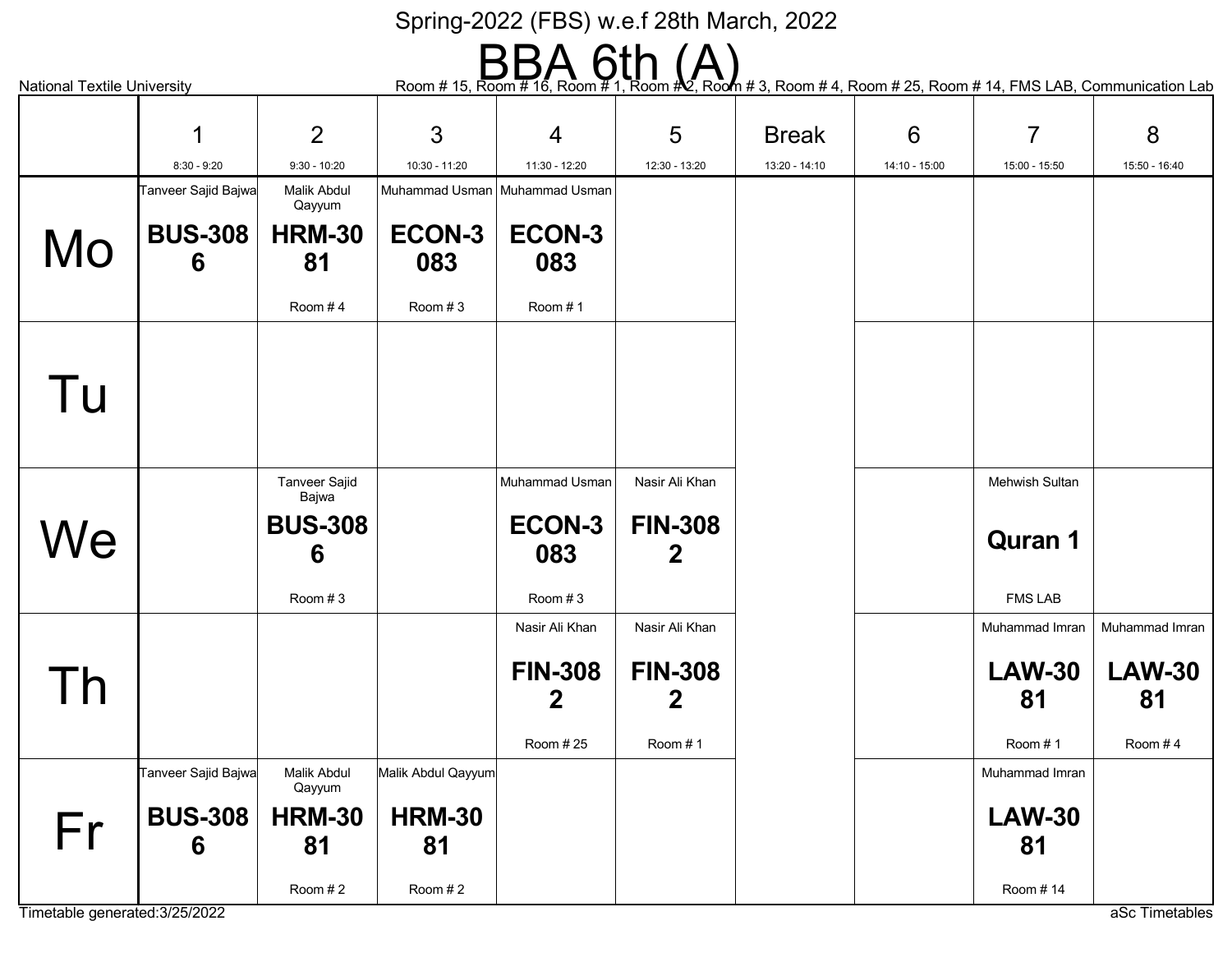Spring-2022 (FBS) w.e.f 28th March, 2022

# BBA 6th (A)

National Textile University

Room # 15, Room # 16, Room # 1, Room # 2, Room # 3, Room # 4, Room # 25, Room # 14, FMS LAB, Communication Lab

| | 1<br>8:30 - 9:20 | 2<br>9:30 - 10:20 | 3<br>10:30 - 11:20 | 4<br>11:30 - 12:20 | 5<br>12:30 - 13:20 | Break<br>13:20 - 14:10 | 6<br>14:10 - 15:00 | 7<br>15:00 - 15:50 | 8<br>15:50 - 16:40 |
|---|---|---|---|---|---|---|---|---|---|
| **Mo** | Tanveer Sajid Bajwa<br>**BUS-3086** | Malik Abdul Qayyum<br>**HRM-3081**<br>Room # 4 | Muhammad Usman<br>**ECON-3083**<br>Room # 3 | Muhammad Usman<br>**ECON-3083**<br>Room # 1 | | | | | |
| **Tu** | | | | | | | | | |
| **We** | | Tanveer Sajid Bajwa<br>**BUS-3086**<br>Room # 3 | | Muhammad Usman<br>**ECON-3083**<br>Room # 3 | Nasir Ali Khan<br>**FIN-3082** | | | Mehwish Sultan<br>**Quran 1**<br>FMS LAB | |
| **Th** | | | | Nasir Ali Khan<br>**FIN-3082**<br>Room # 25 | Nasir Ali Khan<br>**FIN-3082**<br>Room # 1 | | | Muhammad Imran<br>**LAW-3081**<br>Room # 1 | Muhammad Imran<br>**LAW-3081**<br>Room # 4 |
| **Fr** | Tanveer Sajid Bajwa<br>**BUS-3086** | Malik Abdul Qayyum<br>**HRM-3081**<br>Room # 2 | Malik Abdul Qayyum<br>**HRM-3081**<br>Room # 2 | | | | | Muhammad Imran<br>**LAW-3081**<br>Room # 14 | |

Timetable generated:3/25/2022

aSc Timetables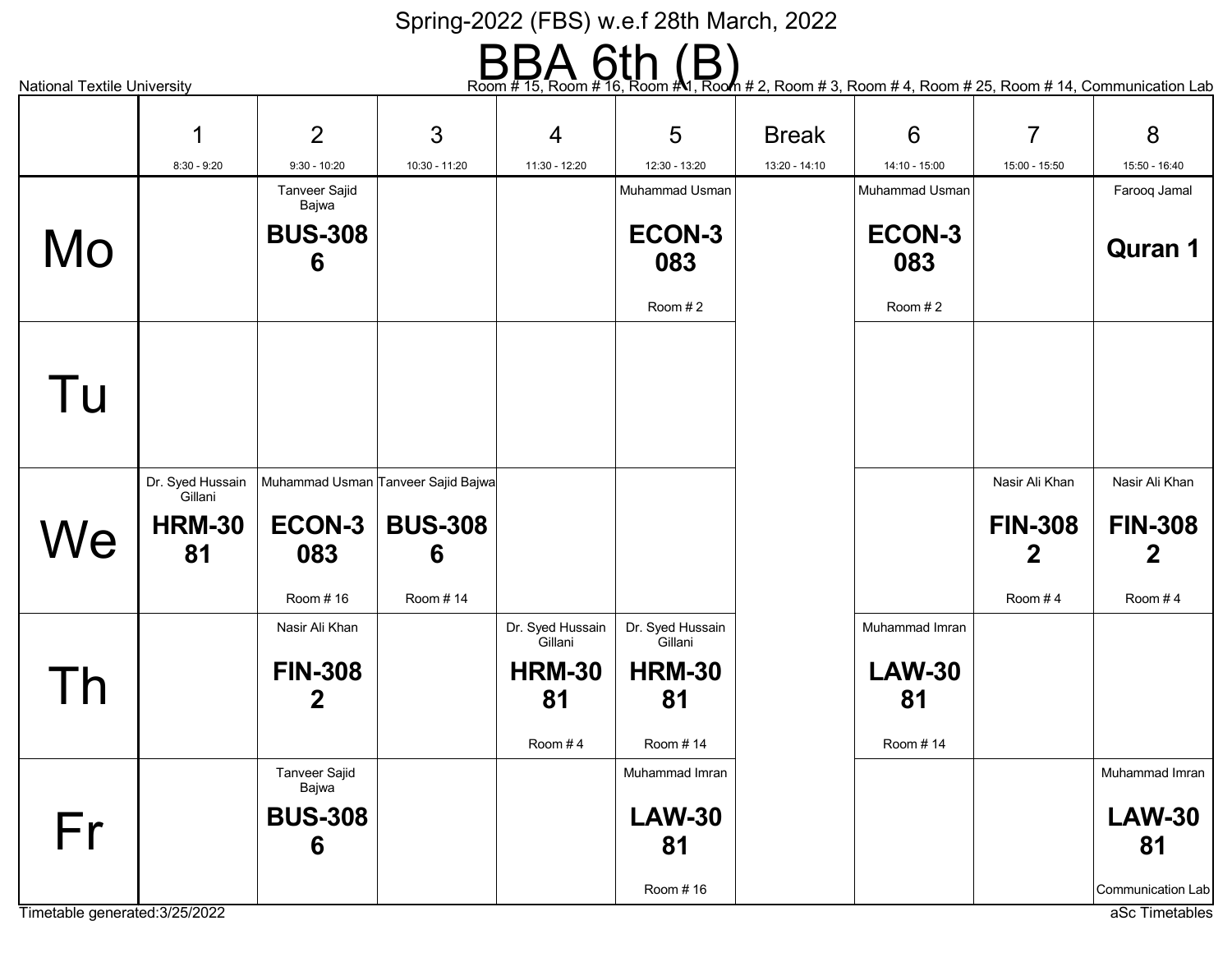Spring-2022 (FBS) w.e.f 28th March, 2022

# BBA 6th (B)

National Textile University

Room # 15, Room # 16, Room # 1, Room # 2, Room # 3, Room # 4, Room # 25, Room # 14, Communication Lab

| | 1<br>8:30 - 9:20 | 2<br>9:30 - 10:20 | 3<br>10:30 - 11:20 | 4<br>11:30 - 12:20 | 5<br>12:30 - 13:20 | Break<br>13:20 - 14:10 | 6<br>14:10 - 15:00 | 7<br>15:00 - 15:50 | 8<br>15:50 - 16:40 |
|---|---|---|---|---|---|---|---|---|---|
| Mo | | Tanveer Sajid Bajwa<br>**BUS-3086** | | | Muhammad Usman<br>**ECON-3083**<br>Room # 2 | | Muhammad Usman<br>**ECON-3083**<br>Room # 2 | | Farooq Jamal<br>**Quran 1** |
| Tu | | | | | | | | | |
| We | Dr. Syed Hussain Gillani<br>**HRM-3081** | Muhammad Usman<br>**ECON-3083**<br>Room # 16 | Tanveer Sajid Bajwa<br>**BUS-3086**<br>Room # 14 | | | | | Nasir Ali Khan<br>**FIN-3082**<br>Room # 4 | Nasir Ali Khan<br>**FIN-3082**<br>Room # 4 |
| Th | | Nasir Ali Khan<br>**FIN-3082** | | Dr. Syed Hussain Gillani<br>**HRM-3081**<br>Room # 4 | Dr. Syed Hussain Gillani<br>**HRM-3081**<br>Room # 14 | | Muhammad Imran<br>**LAW-3081**<br>Room # 14 | | |
| Fr | | Tanveer Sajid Bajwa<br>**BUS-3086** | | | Muhammad Imran<br>**LAW-3081**<br>Room # 16 | | | | Muhammad Imran<br>**LAW-3081**<br>Communication Lab |

Timetable generated:3/25/2022

aSc Timetables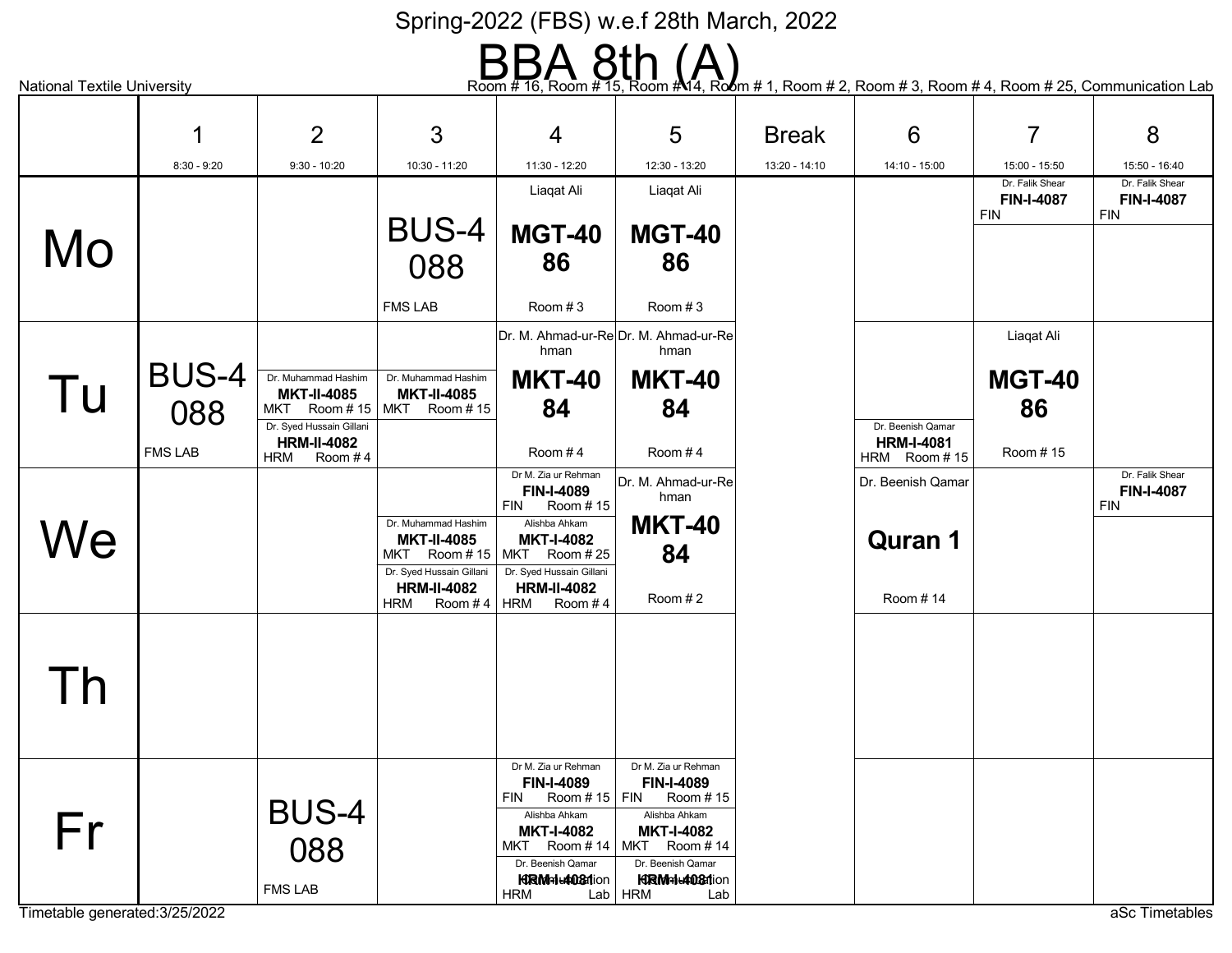Spring-2022 (FBS) w.e.f 28th March, 2022

# BBA 8th (A)

National Textile University

Room # 16, Room # 15, Room # 14, Room # 1, Room # 2, Room # 3, Room # 4, Room # 25, Communication Lab

| | 1<br>8:30 - 9:20 | 2<br>9:30 - 10:20 | 3<br>10:30 - 11:20 | 4<br>11:30 - 12:20 | 5<br>12:30 - 13:20 | Break<br>13:20 - 14:10 | 6<br>14:10 - 15:00 | 7<br>15:00 - 15:50 | 8<br>15:50 - 16:40 |
|---|---|---|---|---|---|---|---|---|---|
| **Mo** | | | **BUS-4088**<br>FMS LAB | Liaqat Ali<br>**MGT-4086**<br>Room # 3 | Liaqat Ali<br>**MGT-4086**<br>Room # 3 | | | Dr. Falik Shear<br>**FIN-I-4087**<br>FIN | Dr. Falik Shear<br>**FIN-I-4087**<br>FIN |
| **Tu** | **BUS-4088**<br>FMS LAB | Dr. Muhammad Hashim<br>**MKT-II-4085**<br>MKT Room # 15<br>Dr. Syed Hussain Gillani<br>**HRM-II-4082**<br>HRM Room # 4 | Dr. Muhammad Hashim<br>**MKT-II-4085**<br>MKT Room # 15 | Dr. M. Ahmad-ur-Rehman<br>**MKT-4084**<br>Room # 4 | Dr. M. Ahmad-ur-Rehman<br>**MKT-4084**<br>Room # 4 | | Dr. Beenish Qamar<br>**HRM-I-4081**<br>HRM Room # 15 | Liaqat Ali<br>**MGT-4086**<br>Room # 15 | |
| **We** | | | Dr. Muhammad Hashim<br>**MKT-II-4085**<br>MKT Room # 15<br>Dr. Syed Hussain Gillani<br>**HRM-II-4082**<br>HRM Room # 4 | Dr M. Zia ur Rehman<br>**FIN-I-4089**<br>FIN Room # 15<br>Alishba Ahkam<br>**MKT-I-4082**<br>MKT Room # 25<br>Dr. Syed Hussain Gillani<br>**HRM-II-4082**<br>HRM Room # 4 | Dr. M. Ahmad-ur-Rehman<br>**MKT-4084**<br>Room # 2 | | Dr. Beenish Qamar<br>**Quran 1**<br>Room # 14 | | Dr. Falik Shear<br>**FIN-I-4087**<br>FIN |
| **Th** | | | | | | | | | |
| **Fr** | | **BUS-4088**<br>FMS LAB | | Dr M. Zia ur Rehman<br>**FIN-I-4089**<br>FIN Room # 15<br>Alishba Ahkam<br>**MKT-I-4082**<br>MKT Room # 14<br>Dr. Beenish Qamar<br>**HRM-I-4081**<br>HRM Communication Lab | Dr M. Zia ur Rehman<br>**FIN-I-4089**<br>FIN Room # 15<br>Alishba Ahkam<br>**MKT-I-4082**<br>MKT Room # 14<br>Dr. Beenish Qamar<br>**HRM-I-4081**<br>HRM Communication Lab | | | | |

Timetable generated:3/25/2022

aSc Timetables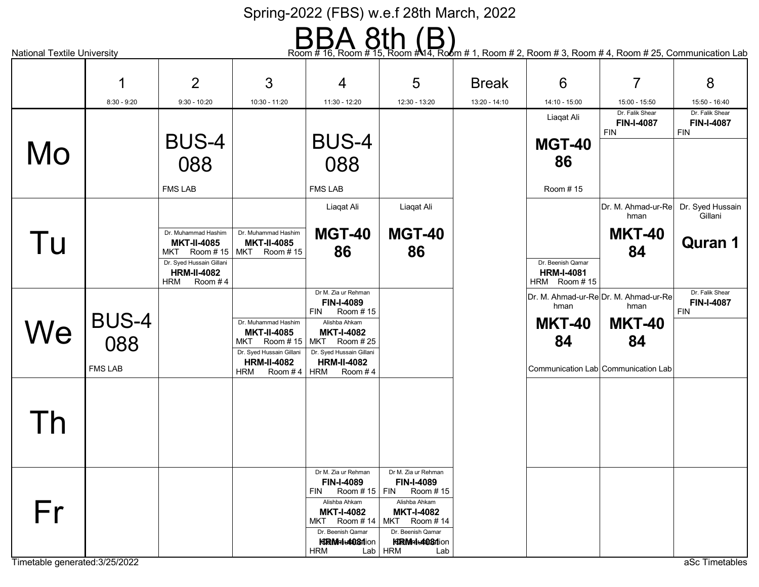Spring-2022 (FBS) w.e.f 28th March, 2022

# BBA 8th (B)

National Textile University

Room # 16, Room # 15, Room # 14, Room # 1, Room # 2, Room # 3, Room # 4, Room # 25, Communication Lab

| | 1<br>8:30 - 9:20 | 2<br>9:30 - 10:20 | 3<br>10:30 - 11:20 | 4<br>11:30 - 12:20 | 5<br>12:30 - 13:20 | Break<br>13:20 - 14:10 | 6<br>14:10 - 15:00 | 7<br>15:00 - 15:50 | 8<br>15:50 - 16:40 |
|---|---|---|---|---|---|---|---|---|---|
| Mo | | BUS-4088<br>FMS LAB | | BUS-4088<br>FMS LAB | | | Liaqat Ali<br>MGT-4086<br>Room # 15 | Dr. Falik Shear<br>FIN-I-4087<br>FIN | Dr. Falik Shear<br>FIN-I-4087<br>FIN |
| Tu | | Dr. Muhammad Hashim<br>MKT-II-4085<br>MKT Room # 15<br>Dr. Syed Hussain Gillani<br>HRM-II-4082<br>HRM Room # 4 | Dr. Muhammad Hashim<br>MKT-II-4085<br>MKT Room # 15 | Liaqat Ali<br>MGT-4086 | Liaqat Ali<br>MGT-4086 | | Dr. Beenish Qamar<br>HRM-I-4081<br>HRM Room # 15 | Dr. M. Ahmad-ur-Rehman<br>MKT-4084 | Dr. Syed Hussain Gillani<br>Quran 1 |
| We | BUS-4088<br>FMS LAB | | Dr. Muhammad Hashim<br>MKT-II-4085<br>MKT Room # 15<br>Dr. Syed Hussain Gillani<br>HRM-II-4082<br>HRM Room # 4 | Dr M. Zia ur Rehman<br>FIN-I-4089<br>FIN Room # 15<br>Alishba Ahkam<br>MKT-I-4082<br>MKT Room # 25<br>Dr. Syed Hussain Gillani<br>HRM-II-4082<br>HRM Room # 4 | | | Dr. M. Ahmad-ur-Rehman<br>MKT-4084<br>Communication Lab | Dr. M. Ahmad-ur-Rehman<br>MKT-4084<br>Communication Lab | Dr. Falik Shear<br>FIN-I-4087<br>FIN |
| Th | | | | | | | | | |
| Fr | | | | Dr M. Zia ur Rehman<br>FIN-I-4089<br>FIN Room # 15<br>Alishba Ahkam<br>MKT-I-4082<br>MKT Room # 14<br>Dr. Beenish Qamar<br>HRM-I-4081<br>HRM Communication Lab | Dr M. Zia ur Rehman<br>FIN-I-4089<br>FIN Room # 15<br>Alishba Ahkam<br>MKT-I-4082<br>MKT Room # 14<br>Dr. Beenish Qamar<br>HRM-I-4081<br>HRM Communication Lab | | | | |

Timetable generated:3/25/2022

aSc Timetables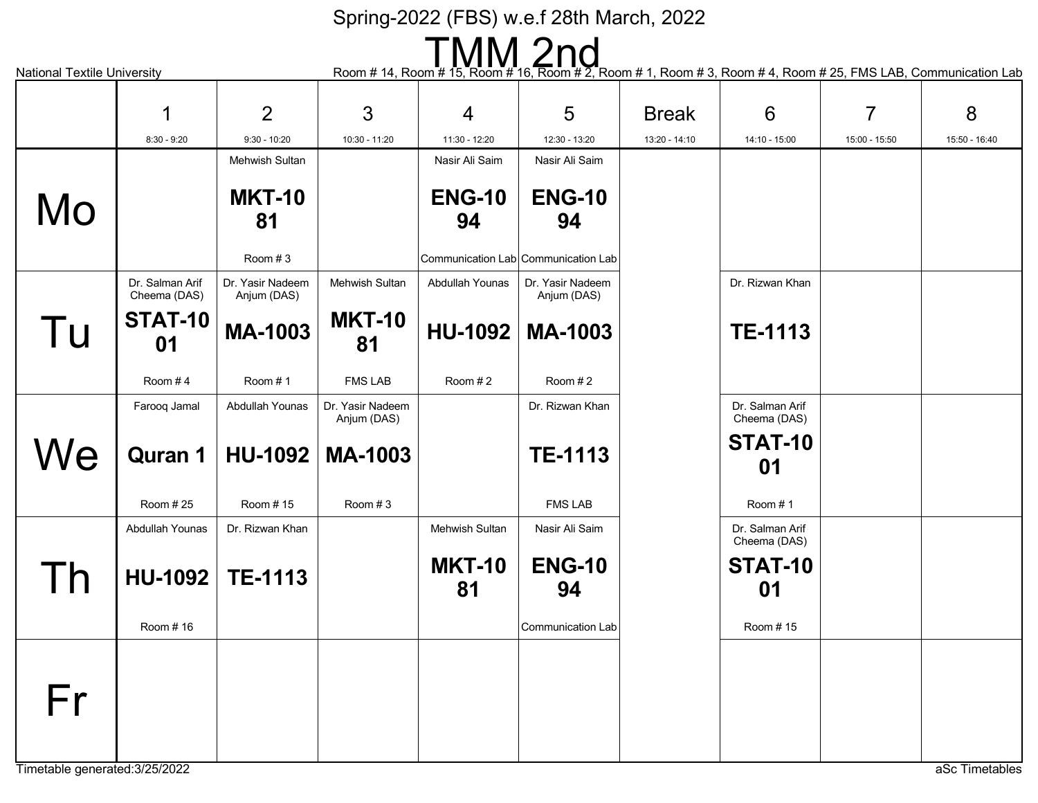Spring-2022 (FBS) w.e.f 28th March, 2022

# TMM 2nd

National Textile University

Room # 14, Room # 15, Room # 16, Room # 2, Room # 1, Room # 3, Room # 4, Room # 25, FMS LAB, Communication Lab

| | 1<br>8:30 - 9:20 | 2<br>9:30 - 10:20 | 3<br>10:30 - 11:20 | 4<br>11:30 - 12:20 | 5<br>12:30 - 13:20 | Break<br>13:20 - 14:10 | 6<br>14:10 - 15:00 | 7<br>15:00 - 15:50 | 8<br>15:50 - 16:40 |
|---|---|---|---|---|---|---|---|---|---|
| Mo | | Mehwish Sultan<br>**MKT-1081**<br>Room # 3 | | Nasir Ali Saim<br>**ENG-1094**<br>Communication Lab | Nasir Ali Saim<br>**ENG-1094**<br>Communication Lab | | | | |
| Tu | Dr. Salman Arif Cheema (DAS)<br>**STAT-1001**<br>Room # 4 | Dr. Yasir Nadeem Anjum (DAS)<br>**MA-1003**<br>Room # 1 | Mehwish Sultan<br>**MKT-1081**<br>FMS LAB | Abdullah Younas<br>**HU-1092**<br>Room # 2 | Dr. Yasir Nadeem Anjum (DAS)<br>**MA-1003**<br>Room # 2 | | Dr. Rizwan Khan<br>**TE-1113** | | |
| We | Farooq Jamal<br>**Quran 1**<br>Room # 25 | Abdullah Younas<br>**HU-1092**<br>Room # 15 | Dr. Yasir Nadeem Anjum (DAS)<br>**MA-1003**<br>Room # 3 | | Dr. Rizwan Khan<br>**TE-1113**<br>FMS LAB | | Dr. Salman Arif Cheema (DAS)<br>**STAT-1001**<br>Room # 1 | | |
| Th | Abdullah Younas<br>**HU-1092**<br>Room # 16 | Dr. Rizwan Khan<br>**TE-1113** | | Mehwish Sultan<br>**MKT-1081** | Nasir Ali Saim<br>**ENG-1094**<br>Communication Lab | | Dr. Salman Arif Cheema (DAS)<br>**STAT-1001**<br>Room # 15 | | |
| Fr | | | | | | | | | |

Timetable generated:3/25/2022

aSc Timetables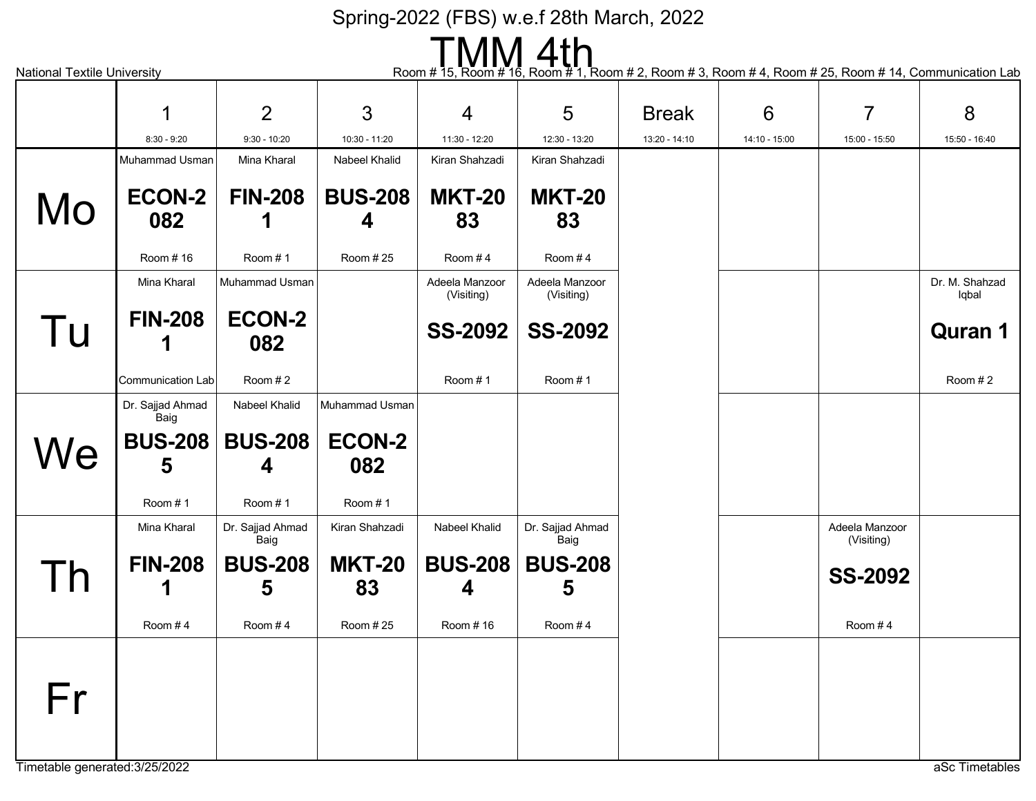Spring-2022 (FBS) w.e.f 28th March, 2022

# TMM 4th

National Textile University

Room # 15, Room # 16, Room # 1, Room # 2, Room # 3, Room # 4, Room # 25, Room # 14, Communication Lab

| | 1<br>8:30 - 9:20 | 2<br>9:30 - 10:20 | 3<br>10:30 - 11:20 | 4<br>11:30 - 12:20 | 5<br>12:30 - 13:20 | Break<br>13:20 - 14:10 | 6<br>14:10 - 15:00 | 7<br>15:00 - 15:50 | 8<br>15:50 - 16:40 |
|---|---|---|---|---|---|---|---|---|---|
| **Mo** | Muhammad Usman<br>**ECON-2082**<br>Room # 16 | Mina Kharal<br>**FIN-2081**<br>Room # 1 | Nabeel Khalid<br>**BUS-2084**<br>Room # 25 | Kiran Shahzadi<br>**MKT-2083**<br>Room # 4 | Kiran Shahzadi<br>**MKT-2083**<br>Room # 4 | | | | |
| **Tu** | Mina Kharal<br>**FIN-2081**<br>Communication Lab | Muhammad Usman<br>**ECON-2082**<br>Room # 2 | | Adeela Manzoor (Visiting)<br>**SS-2092**<br>Room # 1 | Adeela Manzoor (Visiting)<br>**SS-2092**<br>Room # 1 | | | | Dr. M. Shahzad Iqbal<br>**Quran 1**<br>Room # 2 |
| **We** | Dr. Sajjad Ahmad Baig<br>**BUS-2085**<br>Room # 1 | Nabeel Khalid<br>**BUS-2084**<br>Room # 1 | Muhammad Usman<br>**ECON-2082**<br>Room # 1 | | | | | | |
| **Th** | Mina Kharal<br>**FIN-2081**<br>Room # 4 | Dr. Sajjad Ahmad Baig<br>**BUS-2085**<br>Room # 4 | Kiran Shahzadi<br>**MKT-2083**<br>Room # 25 | Nabeel Khalid<br>**BUS-2084**<br>Room # 16 | Dr. Sajjad Ahmad Baig<br>**BUS-2085**<br>Room # 4 | | | Adeela Manzoor (Visiting)<br>**SS-2092**<br>Room # 4 | |
| **Fr** | | | | | | | | | |

Timetable generated:3/25/2022

aSc Timetables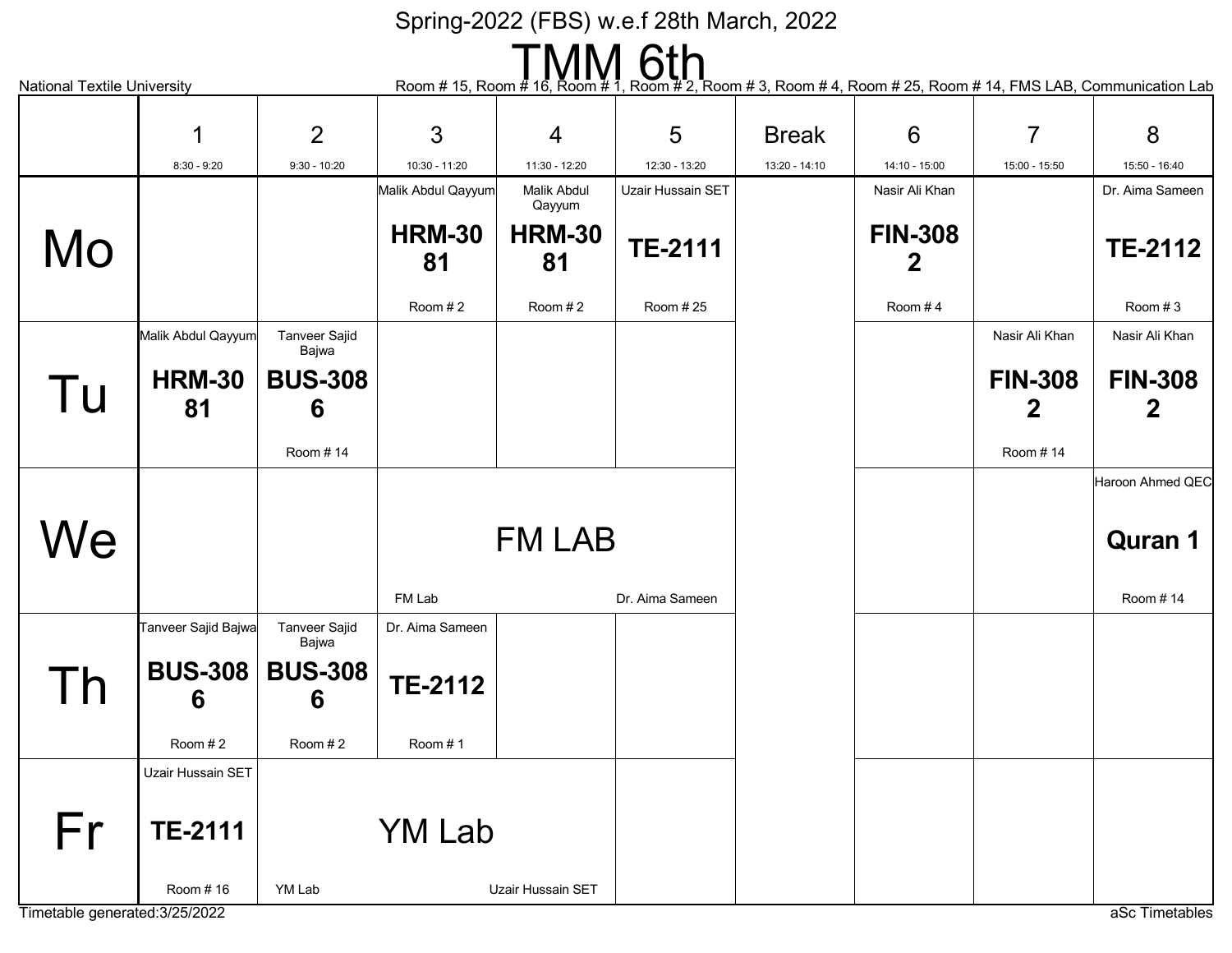Spring-2022 (FBS) w.e.f 28th March, 2022

# TMM 6th

National Textile University

Room # 15, Room # 16, Room # 1, Room # 2, Room # 3, Room # 4, Room # 25, Room # 14, FMS LAB, Communication Lab

| | 1<br>8:30 - 9:20 | 2<br>9:30 - 10:20 | 3<br>10:30 - 11:20 | 4<br>11:30 - 12:20 | 5<br>12:30 - 13:20 | Break<br>13:20 - 14:10 | 6<br>14:10 - 15:00 | 7<br>15:00 - 15:50 | 8<br>15:50 - 16:40 |
|---|---|---|---|---|---|---|---|---|---|
| Mo | | | Malik Abdul Qayyum<br>**HRM-3081**<br>Room # 2 | Malik Abdul Qayyum<br>**HRM-3081**<br>Room # 2 | Uzair Hussain SET<br>**TE-2111**<br>Room # 25 | | Nasir Ali Khan<br>**FIN-3082**<br>Room # 4 | | Dr. Aima Sameen<br>**TE-2112**<br>Room # 3 |
| Tu | Malik Abdul Qayyum<br>**HRM-3081** | Tanveer Sajid Bajwa<br>**BUS-3086**<br>Room # 14 | | | | | | Nasir Ali Khan<br>**FIN-3082**<br>Room # 14 | Nasir Ali Khan<br>**FIN-3082** |
| We | | | FM LAB<br>FM Lab<br>Dr. Aima Sameen | | | | | | Haroon Ahmed QEC<br>**Quran 1**<br>Room # 14 |
| Th | Tanveer Sajid Bajwa<br>**BUS-3086**<br>Room # 2 | Tanveer Sajid Bajwa<br>**BUS-3086**<br>Room # 2 | Dr. Aima Sameen<br>**TE-2112**<br>Room # 1 | | | | | | |
| Fr | Uzair Hussain SET<br>**TE-2111**<br>Room # 16 | YM Lab<br>YM Lab<br>Uzair Hussain SET | | | | | | | |

Timetable generated:3/25/2022

aSc Timetables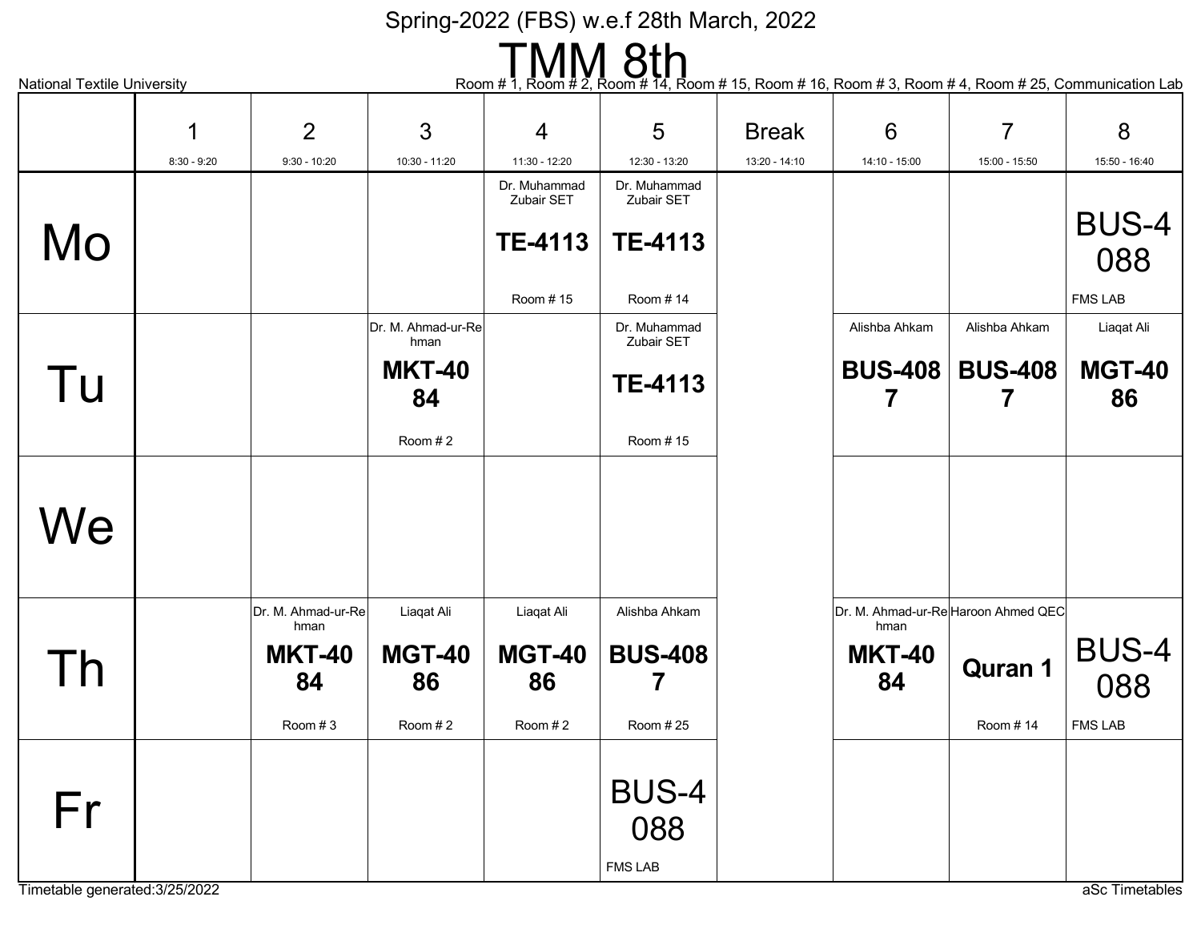Spring-2022 (FBS) w.e.f 28th March, 2022

# TMM 8th

National Textile University

Room # 1, Room # 2, Room # 14, Room # 15, Room # 16, Room # 3, Room # 4, Room # 25, Communication Lab

| | 1<br>8:30 - 9:20 | 2<br>9:30 - 10:20 | 3<br>10:30 - 11:20 | 4<br>11:30 - 12:20 | 5<br>12:30 - 13:20 | Break<br>13:20 - 14:10 | 6<br>14:10 - 15:00 | 7<br>15:00 - 15:50 | 8<br>15:50 - 16:40 |
|---|---|---|---|---|---|---|---|---|---|
| **Mo** | | | | Dr. Muhammad Zubair SET<br>**TE-4113**<br>Room # 15 | Dr. Muhammad Zubair SET<br>**TE-4113**<br>Room # 14 | | | | BUS-4088<br>FMS LAB |
| **Tu** | | | Dr. M. Ahmad-ur-Rehman<br>**MKT-4084**<br>Room # 2 | | Dr. Muhammad Zubair SET<br>**TE-4113**<br>Room # 15 | | Alishba Ahkam<br>**BUS-4087** | Alishba Ahkam<br>**BUS-4087** | Liaqat Ali<br>**MGT-4086** |
| **We** | | | | | | | | | |
| **Th** | | Dr. M. Ahmad-ur-Rehman<br>**MKT-4084**<br>Room # 3 | Liaqat Ali<br>**MGT-4086**<br>Room # 2 | Liaqat Ali<br>**MGT-4086**<br>Room # 2 | Alishba Ahkam<br>**BUS-4087**<br>Room # 25 | | Dr. M. Ahmad-ur-Rehman<br>**MKT-4084** | Haroon Ahmed QEC<br>**Quran 1**<br>Room # 14 | BUS-4088<br>FMS LAB |
| **Fr** | | | | | BUS-4088<br>FMS LAB | | | | |

Timetable generated:3/25/2022

aSc Timetables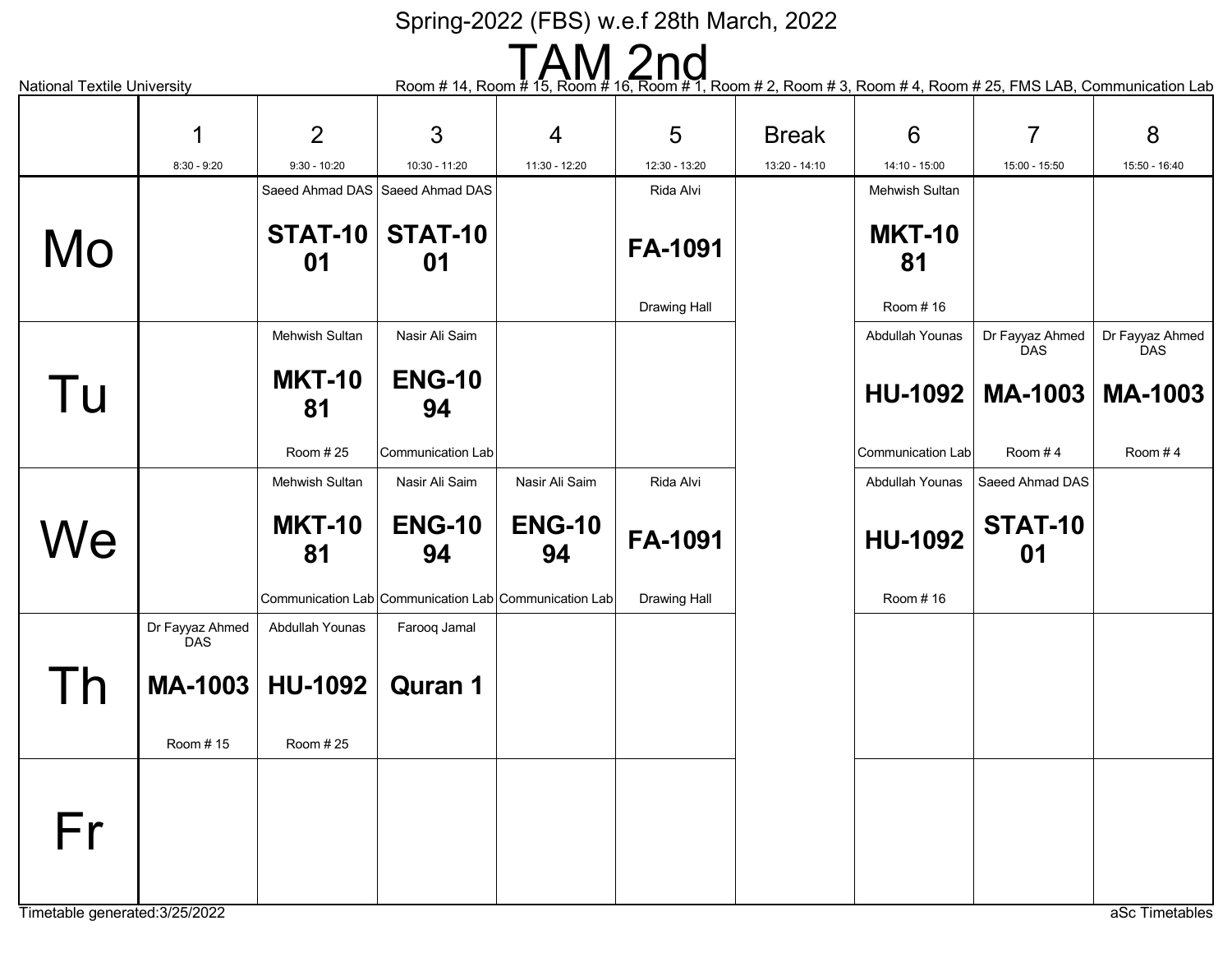Spring-2022 (FBS) w.e.f 28th March, 2022

# TAM 2nd

National Textile University

Room # 14, Room # 15, Room # 16, Room # 1, Room # 2, Room # 3, Room # 4, Room # 25, FMS LAB, Communication Lab

| | 1<br>8:30 - 9:20 | 2<br>9:30 - 10:20 | 3<br>10:30 - 11:20 | 4<br>11:30 - 12:20 | 5<br>12:30 - 13:20 | Break<br>13:20 - 14:10 | 6<br>14:10 - 15:00 | 7<br>15:00 - 15:50 | 8<br>15:50 - 16:40 |
|---|---|---|---|---|---|---|---|---|---|
| **Mo** | | Saeed Ahmad DAS<br>**STAT-1001** | Saeed Ahmad DAS<br>**STAT-1001** | | Rida Alvi<br>**FA-1091**<br>Drawing Hall | | Mehwish Sultan<br>**MKT-1081**<br>Room # 16 | | |
| **Tu** | | Mehwish Sultan<br>**MKT-1081**<br>Room # 25 | Nasir Ali Saim<br>**ENG-1094**<br>Communication Lab | | | | Abdullah Younas<br>**HU-1092**<br>Communication Lab | Dr Fayyaz Ahmed DAS<br>**MA-1003**<br>Room # 4 | Dr Fayyaz Ahmed DAS<br>**MA-1003**<br>Room # 4 |
| **We** | | Mehwish Sultan<br>**MKT-1081**<br>Communication Lab | Nasir Ali Saim<br>**ENG-1094**<br>Communication Lab | Nasir Ali Saim<br>**ENG-1094**<br>Communication Lab | Rida Alvi<br>**FA-1091**<br>Drawing Hall | | Abdullah Younas<br>**HU-1092**<br>Room # 16 | Saeed Ahmad DAS<br>**STAT-1001** | |
| **Th** | Dr Fayyaz Ahmed DAS<br>**MA-1003**<br>Room # 15 | Abdullah Younas<br>**HU-1092**<br>Room # 25 | Farooq Jamal<br>**Quran 1** | | | | | | |
| **Fr** | | | | | | | | | |

Timetable generated:3/25/2022

aSc Timetables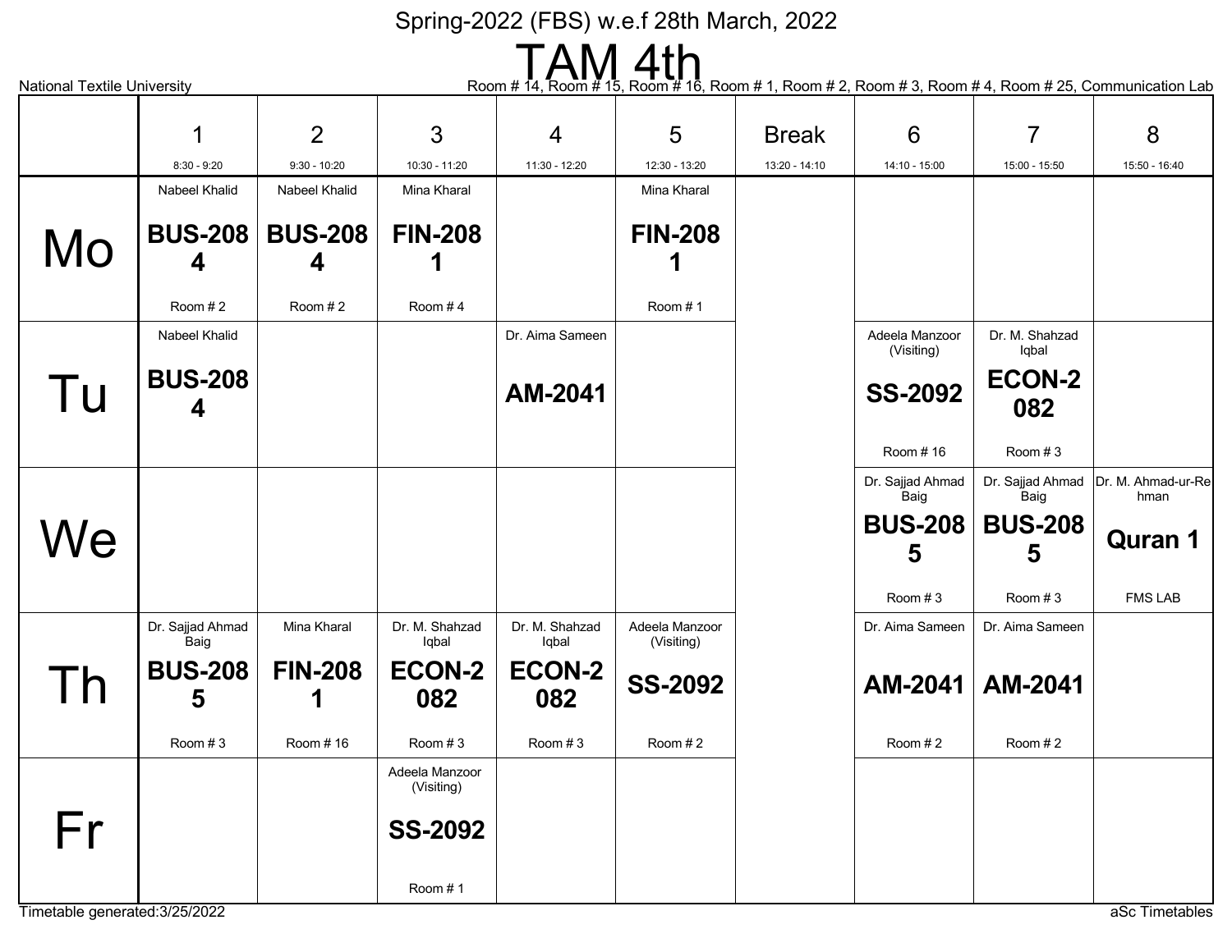Spring-2022 (FBS) w.e.f 28th March, 2022

# TAM 4th

National Textile University

Room # 14, Room # 15, Room # 16, Room # 1, Room # 2, Room # 3, Room # 4, Room # 25, Communication Lab

| | 1<br>8:30 - 9:20 | 2<br>9:30 - 10:20 | 3<br>10:30 - 11:20 | 4<br>11:30 - 12:20 | 5<br>12:30 - 13:20 | Break<br>13:20 - 14:10 | 6<br>14:10 - 15:00 | 7<br>15:00 - 15:50 | 8<br>15:50 - 16:40 |
|---|---|---|---|---|---|---|---|---|---|
| **Mo** | Nabeel Khalid<br>**BUS-2084**<br>Room # 2 | Nabeel Khalid<br>**BUS-2084**<br>Room # 2 | Mina Kharal<br>**FIN-2081**<br>Room # 4 | | Mina Kharal<br>**FIN-2081**<br>Room # 1 | | | | |
| **Tu** | Nabeel Khalid<br>**BUS-2084** | | | Dr. Aima Sameen<br>**AM-2041** | | | Adeela Manzoor (Visiting)<br>**SS-2092**<br>Room # 16 | Dr. M. Shahzad Iqbal<br>**ECON-2082**<br>Room # 3 | |
| **We** | | | | | | | Dr. Sajjad Ahmad Baig<br>**BUS-2085**<br>Room # 3 | Dr. Sajjad Ahmad Baig<br>**BUS-2085**<br>Room # 3 | Dr. M. Ahmad-ur-Rehman<br>**Quran 1**<br>FMS LAB |
| **Th** | Dr. Sajjad Ahmad Baig<br>**BUS-2085**<br>Room # 3 | Mina Kharal<br>**FIN-2081**<br>Room # 16 | Dr. M. Shahzad Iqbal<br>**ECON-2082**<br>Room # 3 | Dr. M. Shahzad Iqbal<br>**ECON-2082**<br>Room # 3 | Adeela Manzoor (Visiting)<br>**SS-2092**<br>Room # 2 | | Dr. Aima Sameen<br>**AM-2041**<br>Room # 2 | Dr. Aima Sameen<br>**AM-2041**<br>Room # 2 | |
| **Fr** | | | Adeela Manzoor (Visiting)<br>**SS-2092**<br>Room # 1 | | | | | | |

Timetable generated:3/25/2022

aSc Timetables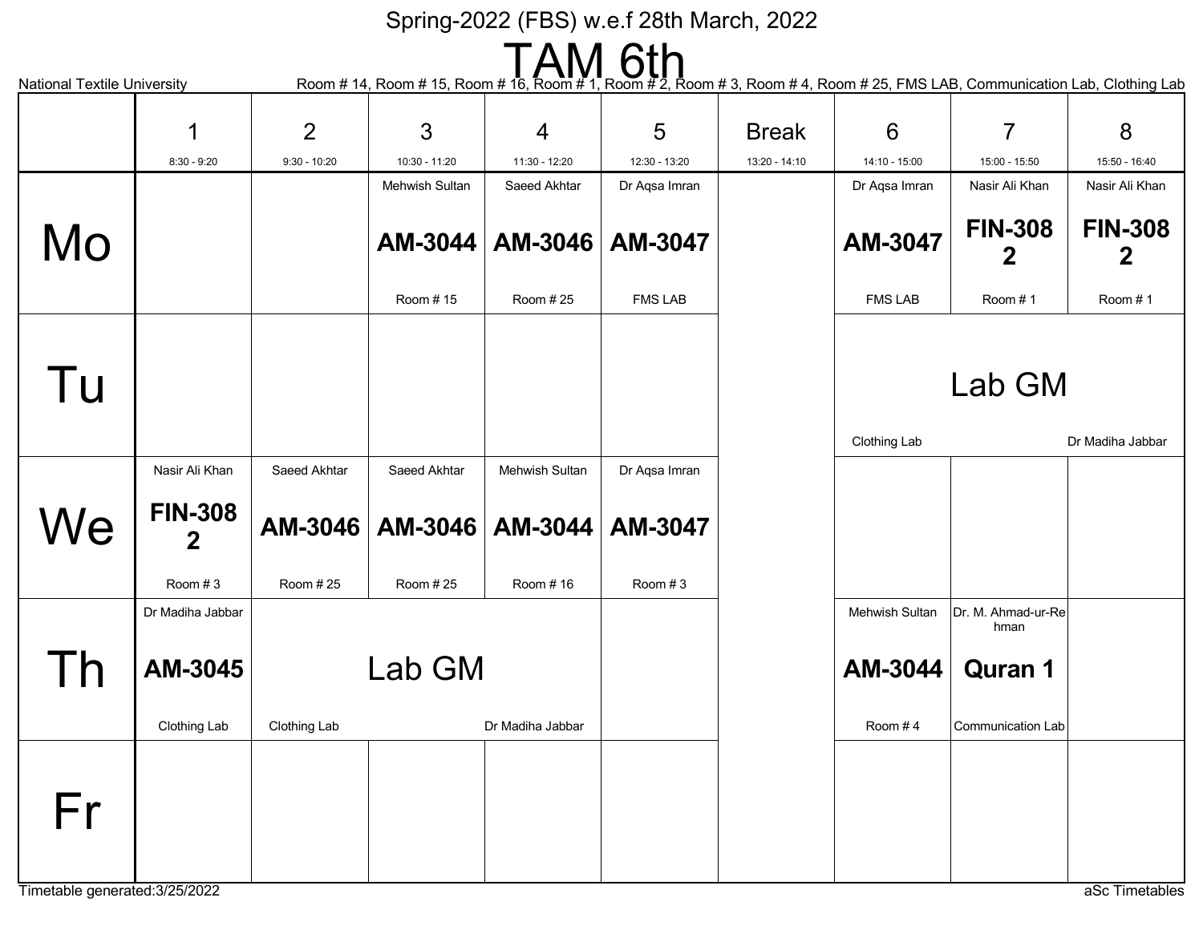Spring-2022 (FBS) w.e.f 28th March, 2022

# TAM 6th

National Textile University

Room # 14, Room # 15, Room # 16, Room # 1, Room # 2, Room # 3, Room # 4, Room # 25, FMS LAB, Communication Lab, Clothing Lab

| | 1<br>8:30 - 9:20 | 2<br>9:30 - 10:20 | 3<br>10:30 - 11:20 | 4<br>11:30 - 12:20 | 5<br>12:30 - 13:20 | Break<br>13:20 - 14:10 | 6<br>14:10 - 15:00 | 7<br>15:00 - 15:50 | 8<br>15:50 - 16:40 |
|---|---|---|---|---|---|---|---|---|---|
| **Mo** | | | Mehwish Sultan<br>**AM-3044**<br>Room # 15 | Saeed Akhtar<br>**AM-3046**<br>Room # 25 | Dr Aqsa Imran<br>**AM-3047**<br>FMS LAB | | Dr Aqsa Imran<br>**AM-3047**<br>FMS LAB | Nasir Ali Khan<br>**FIN-308 2**<br>Room # 1 | Nasir Ali Khan<br>**FIN-308 2**<br>Room # 1 |
| **Tu** | | | | | | | Lab GM<br>Clothing Lab<br>Dr Madiha Jabbar | | |
| **We** | Nasir Ali Khan<br>**FIN-308 2**<br>Room # 3 | Saeed Akhtar<br>**AM-3046**<br>Room # 25 | Saeed Akhtar<br>**AM-3046**<br>Room # 25 | Mehwish Sultan<br>**AM-3044**<br>Room # 16 | Dr Aqsa Imran<br>**AM-3047**<br>Room # 3 | | | | |
| **Th** | Dr Madiha Jabbar<br>**AM-3045**<br>Clothing Lab | Lab GM<br>Clothing Lab<br>Dr Madiha Jabbar | | | | | Mehwish Sultan<br>**AM-3044**<br>Room # 4 | Dr. M. Ahmad-ur-Rehman<br>**Quran 1**<br>Communication Lab | |
| **Fr** | | | | | | | | | |

Timetable generated:3/25/2022

aSc Timetables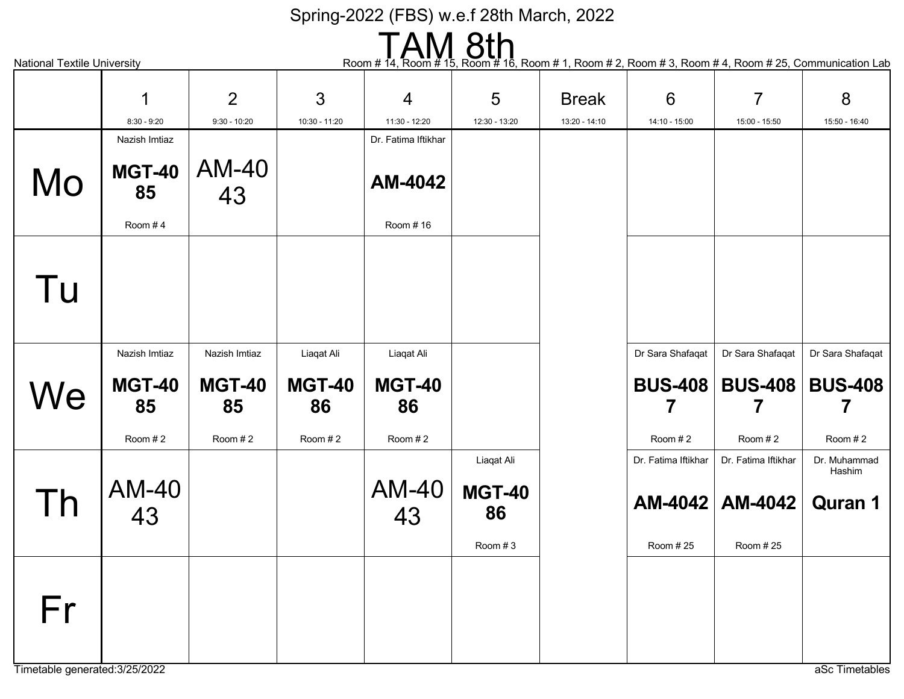Spring-2022 (FBS) w.e.f 28th March, 2022

# TAM 8th

National Textile University

Room # 14, Room # 15, Room # 16, Room # 1, Room # 2, Room # 3, Room # 4, Room # 25, Communication Lab

| | 1<br>8:30 - 9:20 | 2<br>9:30 - 10:20 | 3<br>10:30 - 11:20 | 4<br>11:30 - 12:20 | 5<br>12:30 - 13:20 | Break<br>13:20 - 14:10 | 6<br>14:10 - 15:00 | 7<br>15:00 - 15:50 | 8<br>15:50 - 16:40 |
|---|---|---|---|---|---|---|---|---|---|
| Mo | Nazish Imtiaz<br>**MGT-4085**<br>Room # 4 | AM-4043 | | Dr. Fatima Iftikhar<br>**AM-4042**<br>Room # 16 | | | | | |
| Tu | | | | | | | | | |
| We | Nazish Imtiaz<br>**MGT-4085**<br>Room # 2 | Nazish Imtiaz<br>**MGT-4085**<br>Room # 2 | Liaqat Ali<br>**MGT-4086**<br>Room # 2 | Liaqat Ali<br>**MGT-4086**<br>Room # 2 | | | Dr Sara Shafaqat<br>**BUS-4087**<br>Room # 2 | Dr Sara Shafaqat<br>**BUS-4087**<br>Room # 2 | Dr Sara Shafaqat<br>**BUS-4087**<br>Room # 2 |
| Th | AM-4043 | | | AM-4043 | Liaqat Ali<br>**MGT-4086**<br>Room # 3 | | Dr. Fatima Iftikhar<br>**AM-4042**<br>Room # 25 | Dr. Fatima Iftikhar<br>**AM-4042**<br>Room # 25 | Dr. Muhammad Hashim<br>**Quran 1** |
| Fr | | | | | | | | | |

Timetable generated:3/25/2022

aSc Timetables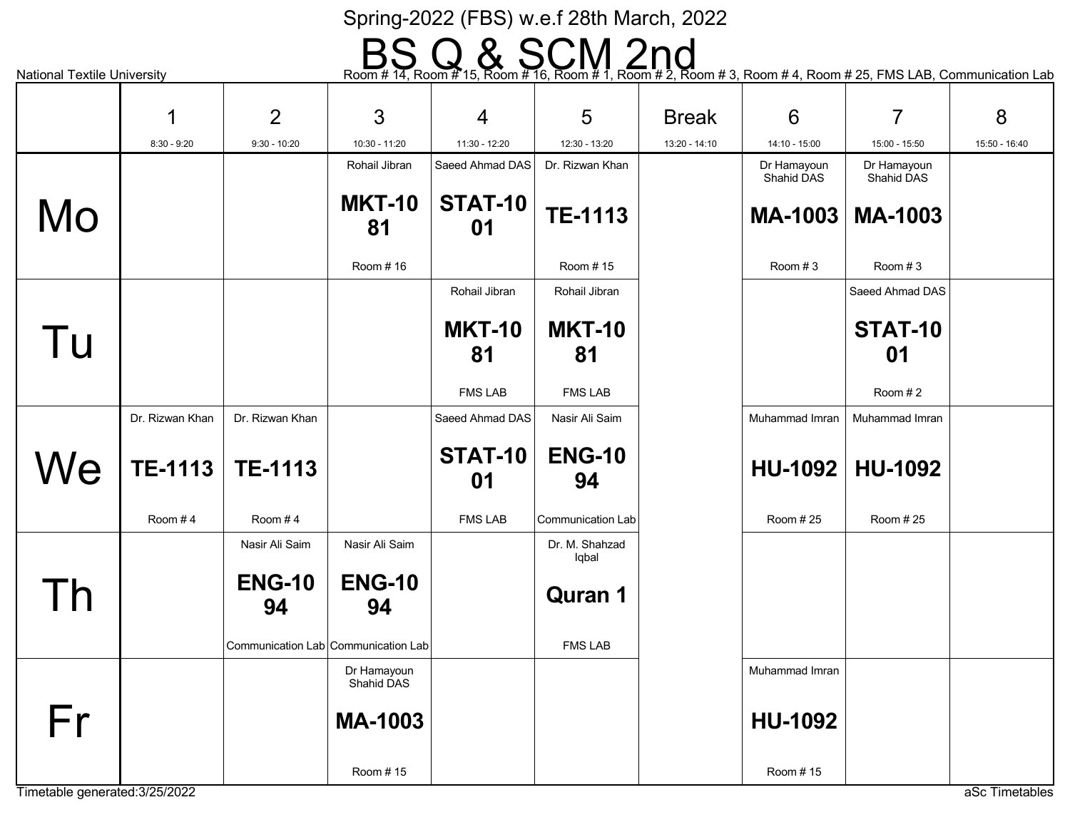Spring-2022 (FBS) w.e.f 28th March, 2022

# BS Q & SCM 2nd

National Textile University

Room # 14, Room # 15, Room # 16, Room # 1, Room # 2, Room # 3, Room # 4, Room # 25, FMS LAB, Communication Lab

| | 1<br>8:30 - 9:20 | 2<br>9:30 - 10:20 | 3<br>10:30 - 11:20 | 4<br>11:30 - 12:20 | 5<br>12:30 - 13:20 | Break<br>13:20 - 14:10 | 6<br>14:10 - 15:00 | 7<br>15:00 - 15:50 | 8<br>15:50 - 16:40 |
|---|---|---|---|---|---|---|---|---|---|
| **Mo** | | | Rohail Jibran<br>**MKT-1081**<br>Room # 16 | Saeed Ahmad DAS<br>**STAT-1001** | Dr. Rizwan Khan<br>**TE-1113**<br>Room # 15 | | Dr Hamayoun Shahid DAS<br>**MA-1003**<br>Room # 3 | Dr Hamayoun Shahid DAS<br>**MA-1003**<br>Room # 3 | |
| **Tu** | | | | Rohail Jibran<br>**MKT-1081**<br>FMS LAB | Rohail Jibran<br>**MKT-1081**<br>FMS LAB | | | Saeed Ahmad DAS<br>**STAT-1001**<br>Room # 2 | |
| **We** | Dr. Rizwan Khan<br>**TE-1113**<br>Room # 4 | Dr. Rizwan Khan<br>**TE-1113**<br>Room # 4 | | Saeed Ahmad DAS<br>**STAT-1001**<br>FMS LAB | Nasir Ali Saim<br>**ENG-1094**<br>Communication Lab | | Muhammad Imran<br>**HU-1092**<br>Room # 25 | Muhammad Imran<br>**HU-1092**<br>Room # 25 | |
| **Th** | | Nasir Ali Saim<br>**ENG-1094**<br>Communication Lab | Nasir Ali Saim<br>**ENG-1094**<br>Communication Lab | | Dr. M. Shahzad Iqbal<br>**Quran 1**<br>FMS LAB | | | | |
| **Fr** | | | Dr Hamayoun Shahid DAS<br>**MA-1003**<br>Room # 15 | | | | Muhammad Imran<br>**HU-1092**<br>Room # 15 | | |

Timetable generated:3/25/2022

aSc Timetables